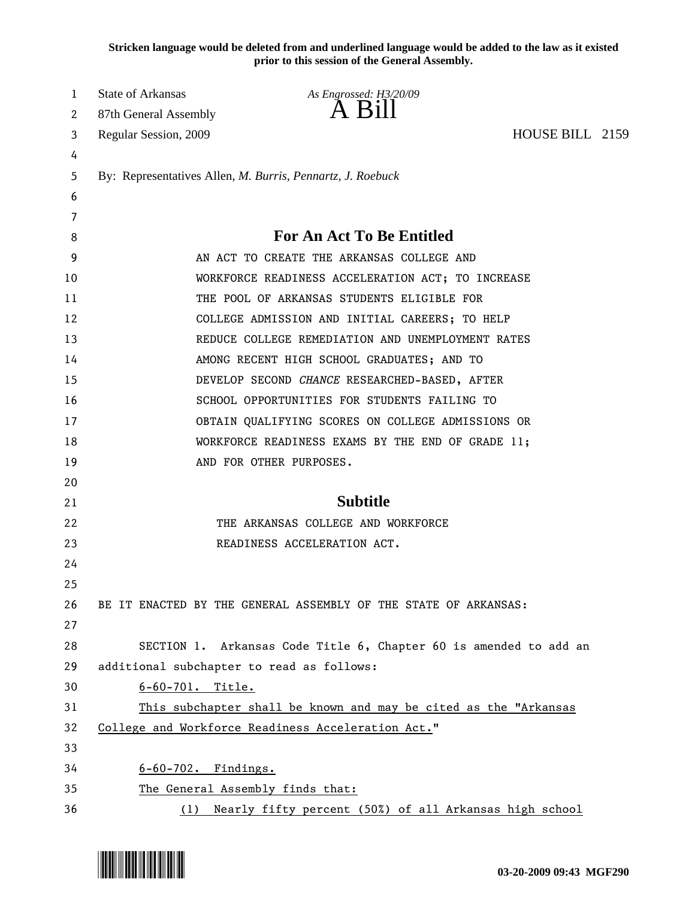**Stricken language would be deleted from and underlined language would be added to the law as it existed prior to this session of the General Assembly.**

State of Arkansas
87th General Assembly
Regular Session, 2009

*As Engrossed: H3/20/09*

# A Bill

HOUSE BILL 2159

By: Representatives Allen, *M. Burris, Pennartz, J. Roebuck*

## For An Act To Be Entitled

AN ACT TO CREATE THE ARKANSAS COLLEGE AND WORKFORCE READINESS ACCELERATION ACT; TO INCREASE THE POOL OF ARKANSAS STUDENTS ELIGIBLE FOR COLLEGE ADMISSION AND INITIAL CAREERS; TO HELP REDUCE COLLEGE REMEDIATION AND UNEMPLOYMENT RATES AMONG RECENT HIGH SCHOOL GRADUATES; AND TO DEVELOP SECOND *CHANCE* RESEARCHED-BASED, AFTER SCHOOL OPPORTUNITIES FOR STUDENTS FAILING TO OBTAIN QUALIFYING SCORES ON COLLEGE ADMISSIONS OR WORKFORCE READINESS EXAMS BY THE END OF GRADE 11; AND FOR OTHER PURPOSES.

## Subtitle

THE ARKANSAS COLLEGE AND WORKFORCE READINESS ACCELERATION ACT.

BE IT ENACTED BY THE GENERAL ASSEMBLY OF THE STATE OF ARKANSAS:

SECTION 1. Arkansas Code Title 6, Chapter 60 is amended to add an additional subchapter to read as follows:

6-60-701. Title.

This subchapter shall be known and may be cited as the "Arkansas College and Workforce Readiness Acceleration Act."

6-60-702. Findings.

The General Assembly finds that:

(1) Nearly fifty percent (50%) of all Arkansas high school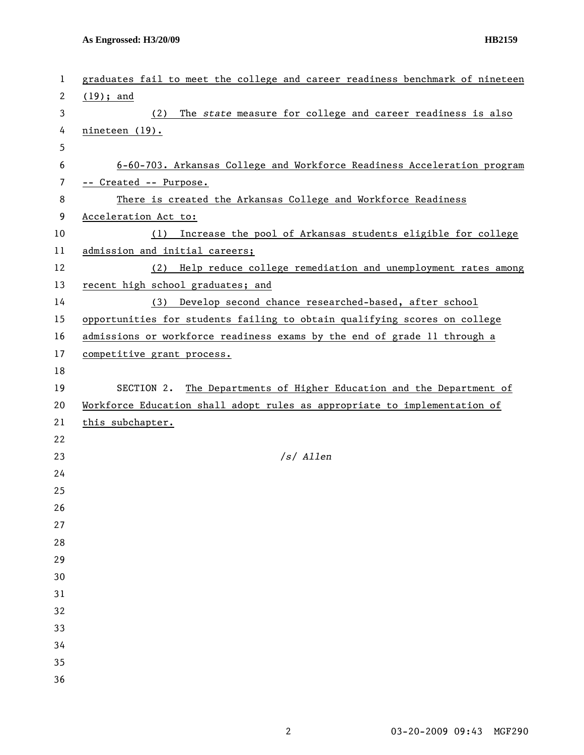graduates fail to meet the college and career readiness benchmark of nineteen (19); and

(2) The *state* measure for college and career readiness is also nineteen (19).

6-60-703. Arkansas College and Workforce Readiness Acceleration program -- Created -- Purpose.

There is created the Arkansas College and Workforce Readiness Acceleration Act to:

(1) Increase the pool of Arkansas students eligible for college admission and initial careers;

(2) Help reduce college remediation and unemployment rates among recent high school graduates; and

(3) Develop second chance researched-based, after school opportunities for students failing to obtain qualifying scores on college admissions or workforce readiness exams by the end of grade 11 through a competitive grant process.

SECTION 2. The Departments of Higher Education and the Department of Workforce Education shall adopt rules as appropriate to implementation of this subchapter.

*/s/ Allen*